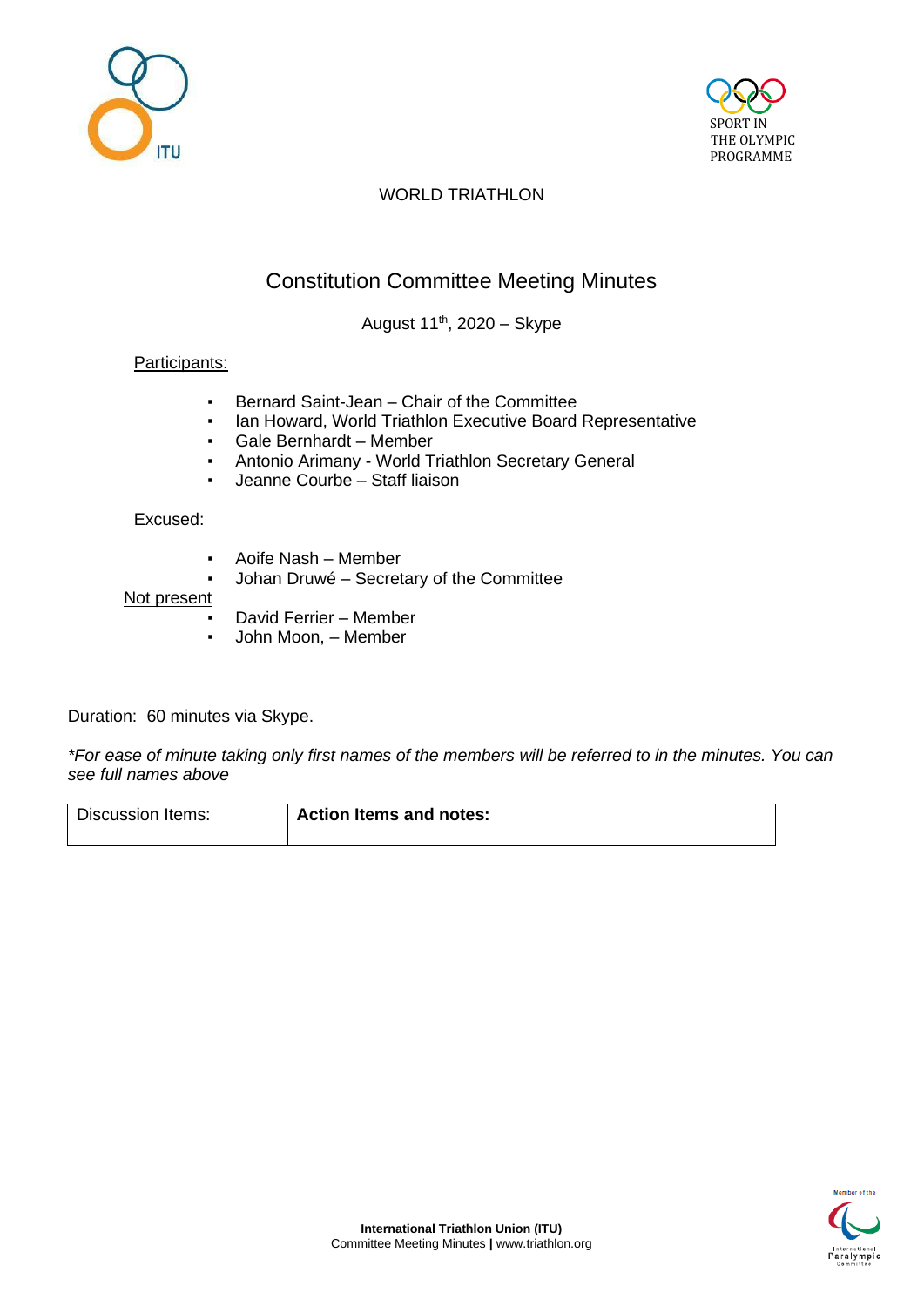WORLD TRIATHLON

# Constitution Committee Meeting Minutes

August 11th, 2020 – Skype

Participants:

- Bernard Saint-Jean – Chair of the Committee
- Ian Howard, World Triathlon Executive Board Representative
- Gale Bernhardt – Member
- Antonio Arimany - World Triathlon Secretary General
- Jeanne Courbe – Staff liaison

Excused:

- Aoife Nash – Member
- Johan Druwé – Secretary of the Committee

Not present

- David Ferrier – Member
- John Moon, – Member

Duration: 60 minutes via Skype.

*\*For ease of minute taking only first names of the members will be referred to in the minutes. You can see full names above*

| Discussion Items: | **Action Items and notes:** |
| --- | --- |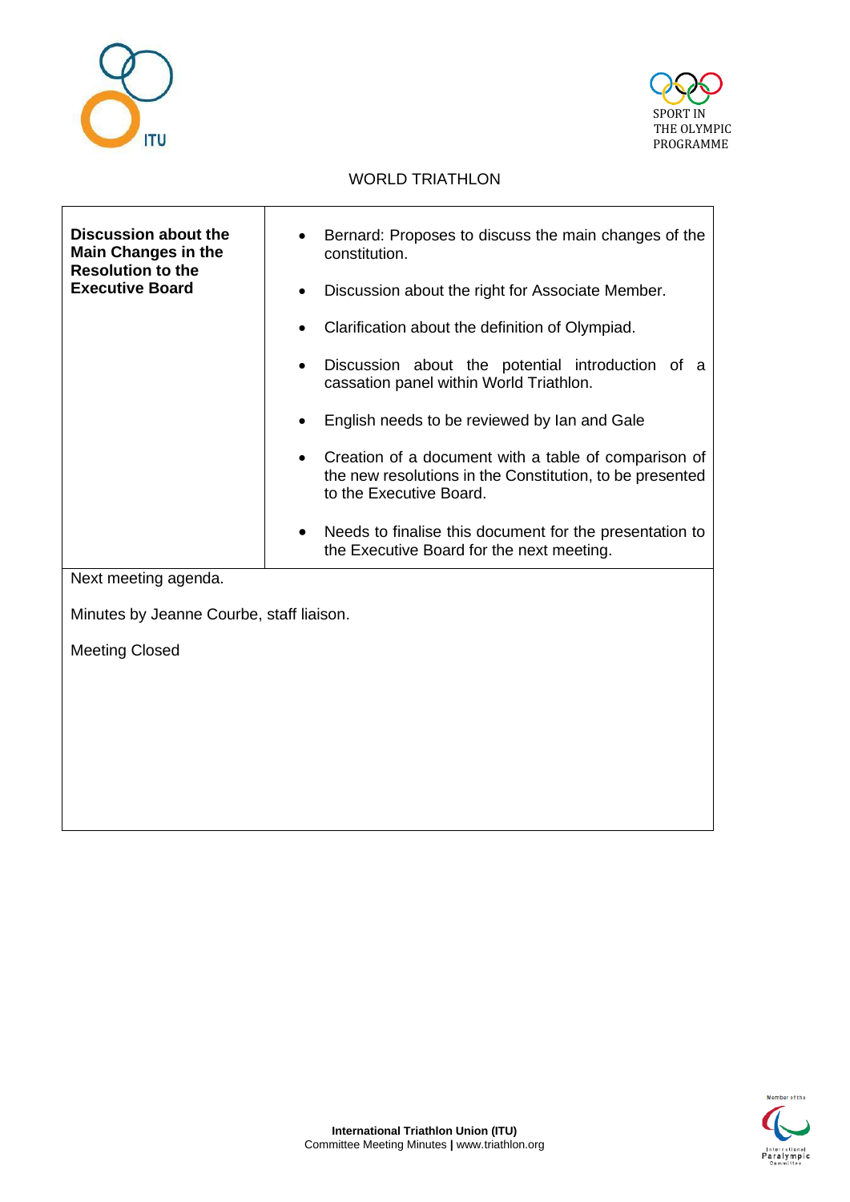WORLD TRIATHLON

| | |
|---|---|
| **Discussion about the Main Changes in the Resolution to the Executive Board** | • Bernard: Proposes to discuss the main changes of the constitution.<br>• Discussion about the right for Associate Member.<br>• Clarification about the definition of Olympiad.<br>• Discussion about the potential introduction of a cassation panel within World Triathlon.<br>• English needs to be reviewed by Ian and Gale<br>• Creation of a document with a table of comparison of the new resolutions in the Constitution, to be presented to the Executive Board.<br>• Needs to finalise this document for the presentation to the Executive Board for the next meeting. |

Next meeting agenda.

Minutes by Jeanne Courbe, staff liaison.

Meeting Closed